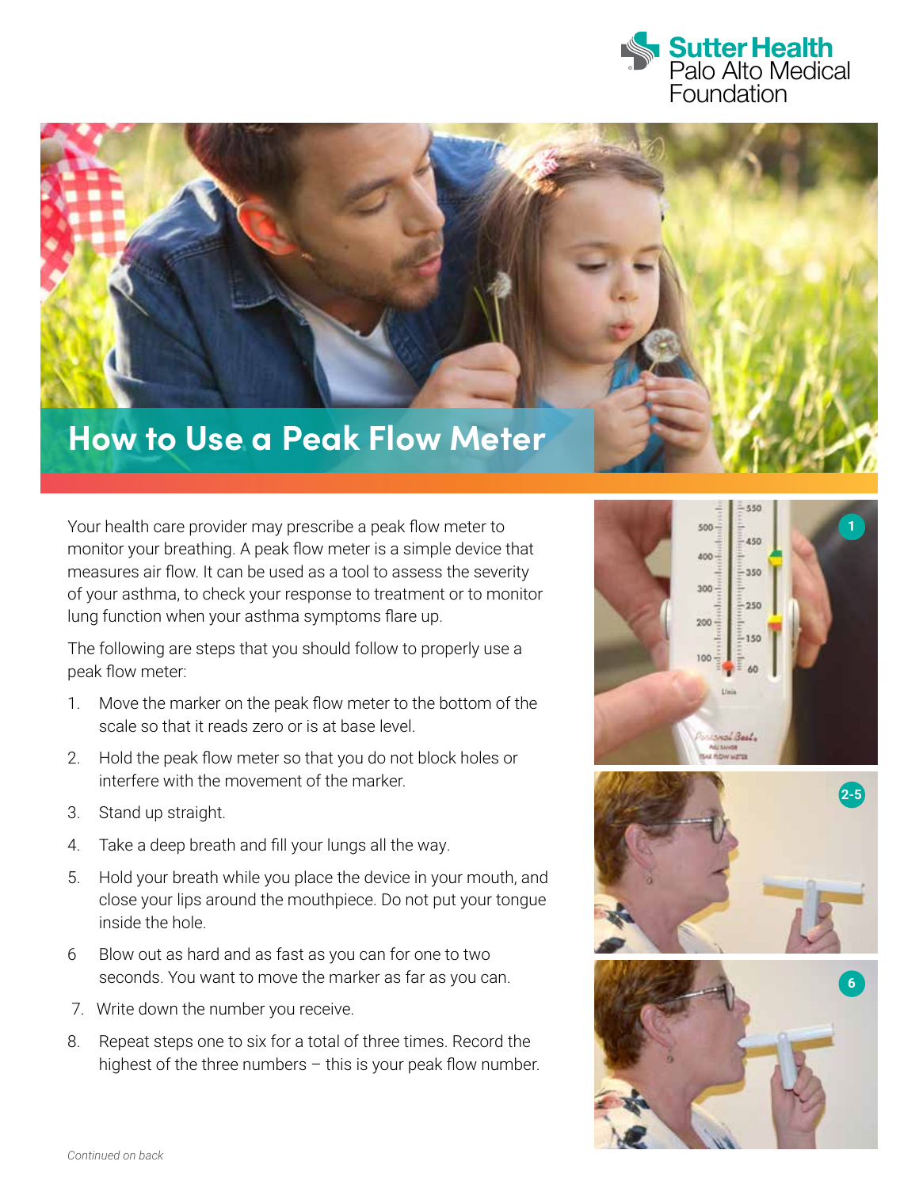# How to Use a Peak Flow Meter

Your health care provider may prescribe a peak flow meter to monitor your breathing. A peak flow meter is a simple device that measures air flow. It can be used as a tool to assess the severity of your asthma, to check your response to treatment or to monitor lung function when your asthma symptoms flare up.

The following are steps that you should follow to properly use a peak flow meter:

1. Move the marker on the peak flow meter to the bottom of the scale so that it reads zero or is at base level.
2. Hold the peak flow meter so that you do not block holes or interfere with the movement of the marker.
3. Stand up straight.
4. Take a deep breath and fill your lungs all the way.
5. Hold your breath while you place the device in your mouth, and close your lips around the mouthpiece. Do not put your tongue inside the hole.
6. Blow out as hard and as fast as you can for one to two seconds. You want to move the marker as far as you can.
7. Write down the number you receive.
8. Repeat steps one to six for a total of three times. Record the highest of the three numbers – this is your peak flow number.

*Continued on back*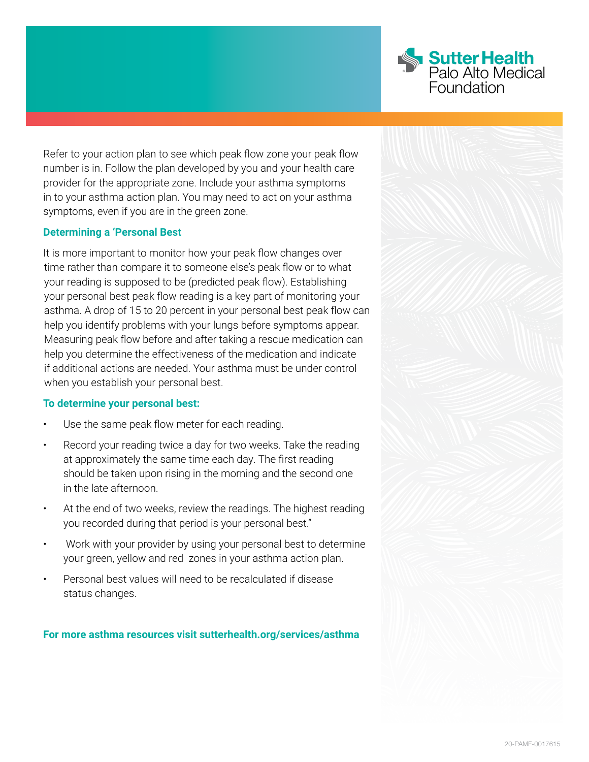Refer to your action plan to see which peak flow zone your peak flow number is in. Follow the plan developed by you and your health care provider for the appropriate zone. Include your asthma symptoms in to your asthma action plan. You may need to act on your asthma symptoms, even if you are in the green zone.

### Determining a 'Personal Best

It is more important to monitor how your peak flow changes over time rather than compare it to someone else's peak flow or to what your reading is supposed to be (predicted peak flow). Establishing your personal best peak flow reading is a key part of monitoring your asthma. A drop of 15 to 20 percent in your personal best peak flow can help you identify problems with your lungs before symptoms appear. Measuring peak flow before and after taking a rescue medication can help you determine the effectiveness of the medication and indicate if additional actions are needed. Your asthma must be under control when you establish your personal best.

### To determine your personal best:

- Use the same peak flow meter for each reading.
- Record your reading twice a day for two weeks. Take the reading at approximately the same time each day. The first reading should be taken upon rising in the morning and the second one in the late afternoon.
- At the end of two weeks, review the readings. The highest reading you recorded during that period is your personal best."
- Work with your provider by using your personal best to determine your green, yellow and red zones in your asthma action plan.
- Personal best values will need to be recalculated if disease status changes.

**For more asthma resources visit sutterhealth.org/services/asthma**

20-PAMF-0017615